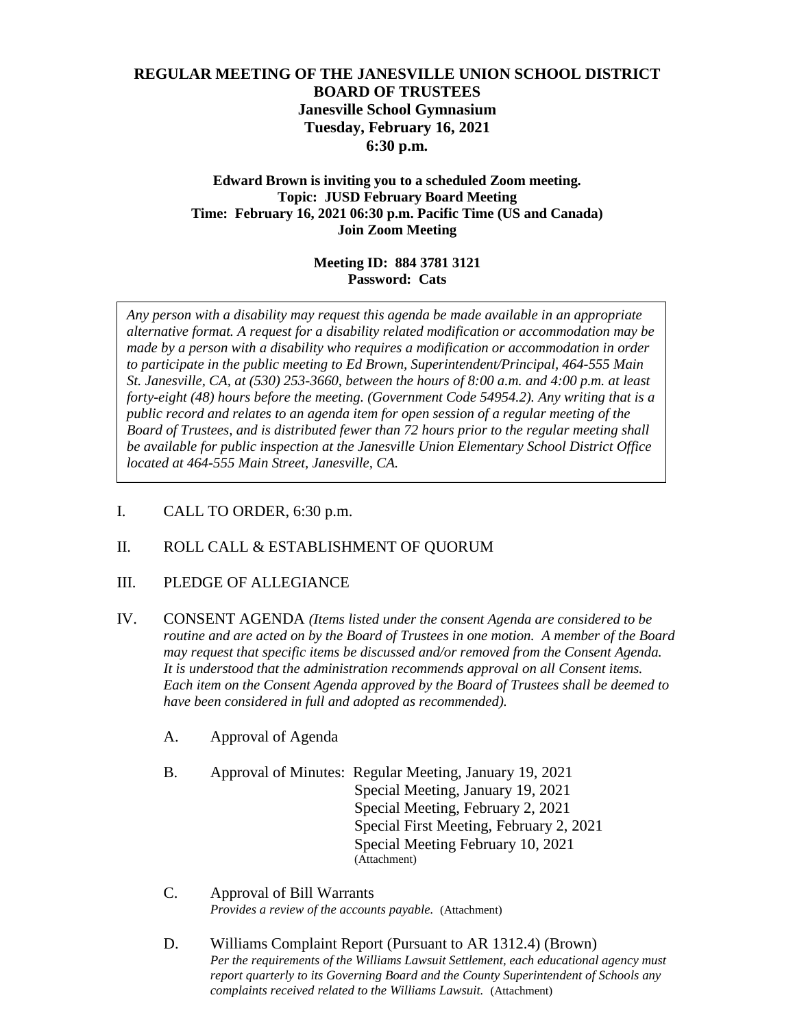**REGULAR MEETING OF THE JANESVILLE UNION SCHOOL DISTRICT BOARD OF TRUSTEES**
**Janesville School Gymnasium**
**Tuesday, February 16, 2021**
**6:30 p.m.**

**Edward Brown is inviting you to a scheduled Zoom meeting.**
**Topic: JUSD February Board Meeting**
**Time: February 16, 2021 06:30 p.m. Pacific Time (US and Canada)**
**Join Zoom Meeting**

**Meeting ID: 884 3781 3121**
**Password: Cats**

*Any person with a disability may request this agenda be made available in an appropriate alternative format. A request for a disability related modification or accommodation may be made by a person with a disability who requires a modification or accommodation in order to participate in the public meeting to Ed Brown, Superintendent/Principal, 464-555 Main St. Janesville, CA, at (530) 253-3660, between the hours of 8:00 a.m. and 4:00 p.m. at least forty-eight (48) hours before the meeting. (Government Code 54954.2). Any writing that is a public record and relates to an agenda item for open session of a regular meeting of the Board of Trustees, and is distributed fewer than 72 hours prior to the regular meeting shall be available for public inspection at the Janesville Union Elementary School District Office located at 464-555 Main Street, Janesville, CA.*

I. CALL TO ORDER, 6:30 p.m.

II. ROLL CALL & ESTABLISHMENT OF QUORUM

III. PLEDGE OF ALLEGIANCE

IV. CONSENT AGENDA *(Items listed under the consent Agenda are considered to be routine and are acted on by the Board of Trustees in one motion. A member of the Board may request that specific items be discussed and/or removed from the Consent Agenda. It is understood that the administration recommends approval on all Consent items. Each item on the Consent Agenda approved by the Board of Trustees shall be deemed to have been considered in full and adopted as recommended).*

A. Approval of Agenda

B. Approval of Minutes: Regular Meeting, January 19, 2021
Special Meeting, January 19, 2021
Special Meeting, February 2, 2021
Special First Meeting, February 2, 2021
Special Meeting February 10, 2021
(Attachment)

C. Approval of Bill Warrants
*Provides a review of the accounts payable.* (Attachment)

D. Williams Complaint Report (Pursuant to AR 1312.4) (Brown)
*Per the requirements of the Williams Lawsuit Settlement, each educational agency must report quarterly to its Governing Board and the County Superintendent of Schools any complaints received related to the Williams Lawsuit.* (Attachment)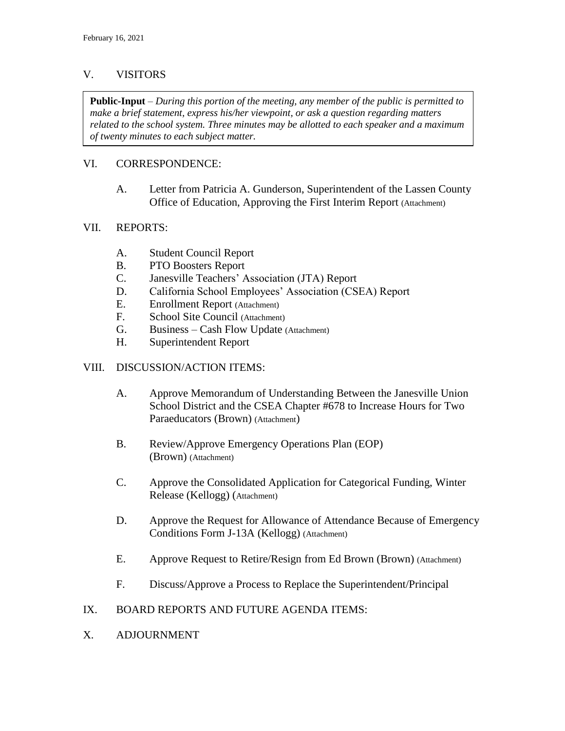## V. VISITORS

> **Public-Input** – *During this portion of the meeting, any member of the public is permitted to make a brief statement, express his/her viewpoint, or ask a question regarding matters related to the school system. Three minutes may be allotted to each speaker and a maximum of twenty minutes to each subject matter.*

## VI. CORRESPONDENCE:

A. Letter from Patricia A. Gunderson, Superintendent of the Lassen County Office of Education, Approving the First Interim Report (Attachment)

## VII. REPORTS:

A. Student Council Report
B. PTO Boosters Report
C. Janesville Teachers' Association (JTA) Report
D. California School Employees' Association (CSEA) Report
E. Enrollment Report (Attachment)
F. School Site Council (Attachment)
G. Business – Cash Flow Update (Attachment)
H. Superintendent Report

## VIII. DISCUSSION/ACTION ITEMS:

A. Approve Memorandum of Understanding Between the Janesville Union School District and the CSEA Chapter #678 to Increase Hours for Two Paraeducators (Brown) (Attachment)

B. Review/Approve Emergency Operations Plan (EOP) (Brown) (Attachment)

C. Approve the Consolidated Application for Categorical Funding, Winter Release (Kellogg) (Attachment)

D. Approve the Request for Allowance of Attendance Because of Emergency Conditions Form J-13A (Kellogg) (Attachment)

E. Approve Request to Retire/Resign from Ed Brown (Brown) (Attachment)

F. Discuss/Approve a Process to Replace the Superintendent/Principal

## IX. BOARD REPORTS AND FUTURE AGENDA ITEMS:

## X. ADJOURNMENT